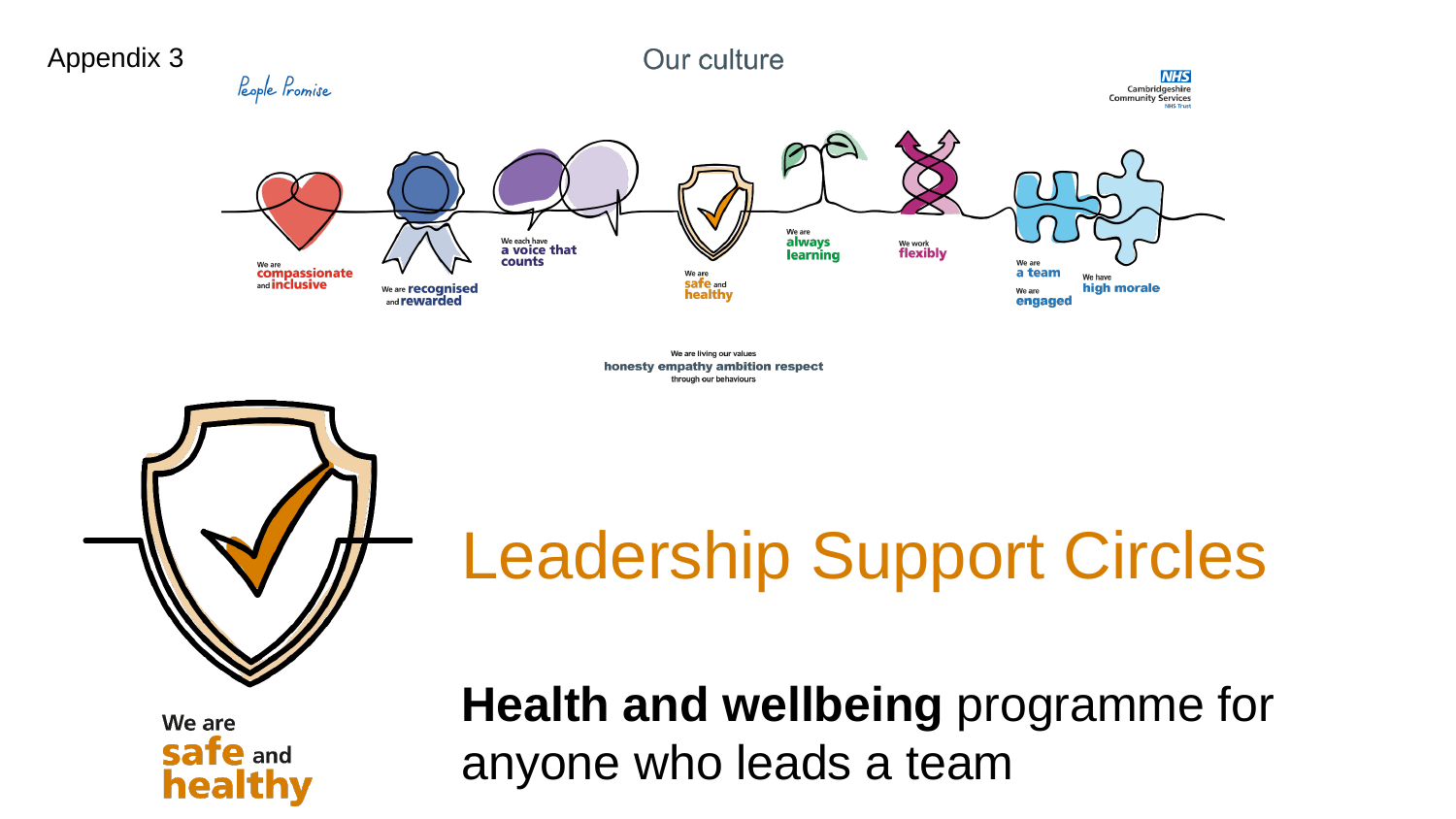Appendix 3

People Promise

## Our culture

NHS Cambridgeshire Community Services NHS Trust

We are **compassionate** and **inclusive**

We are **recognised** and **rewarded**

We each have **a voice that counts**

We are **safe** and **healthy**

We are **always learning**

We work **flexibly**

We are **a team**

We are **engaged**

We have **high morale**

We are living our values
**honesty empathy ambition respect**
through our behaviours

We are **safe** and **healthy**

# Leadership Support Circles

**Health and wellbeing** programme for anyone who leads a team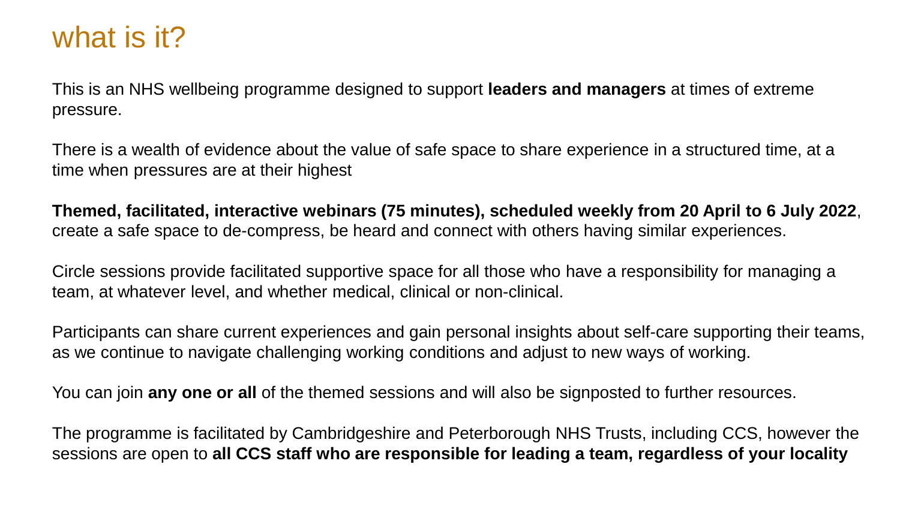# what is it?

This is an NHS wellbeing programme designed to support **leaders and managers** at times of extreme pressure.

There is a wealth of evidence about the value of safe space to share experience in a structured time, at a time when pressures are at their highest

**Themed, facilitated, interactive webinars (75 minutes), scheduled weekly from 20 April to 6 July 2022**, create a safe space to de-compress, be heard and connect with others having similar experiences.

Circle sessions provide facilitated supportive space for all those who have a responsibility for managing a team, at whatever level, and whether medical, clinical or non-clinical.

Participants can share current experiences and gain personal insights about self-care supporting their teams, as we continue to navigate challenging working conditions and adjust to new ways of working.

You can join **any one or all** of the themed sessions and will also be signposted to further resources.

The programme is facilitated by Cambridgeshire and Peterborough NHS Trusts, including CCS, however the sessions are open to **all CCS staff who are responsible for leading a team, regardless of your locality**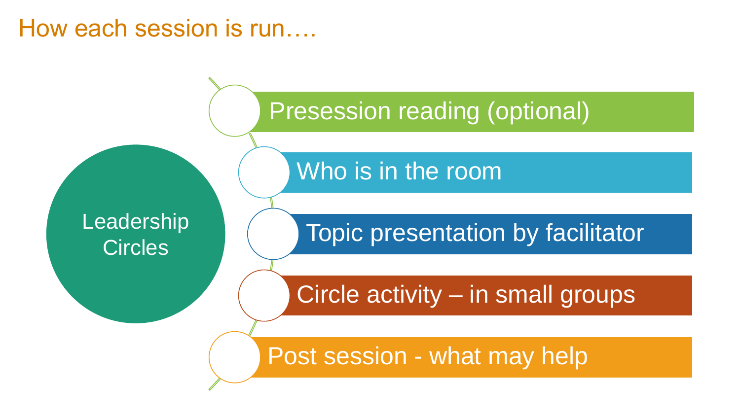# How each session is run….

**Leadership Circles**

- Presession reading (optional)
- Who is in the room
- Topic presentation by facilitator
- Circle activity – in small groups
- Post session - what may help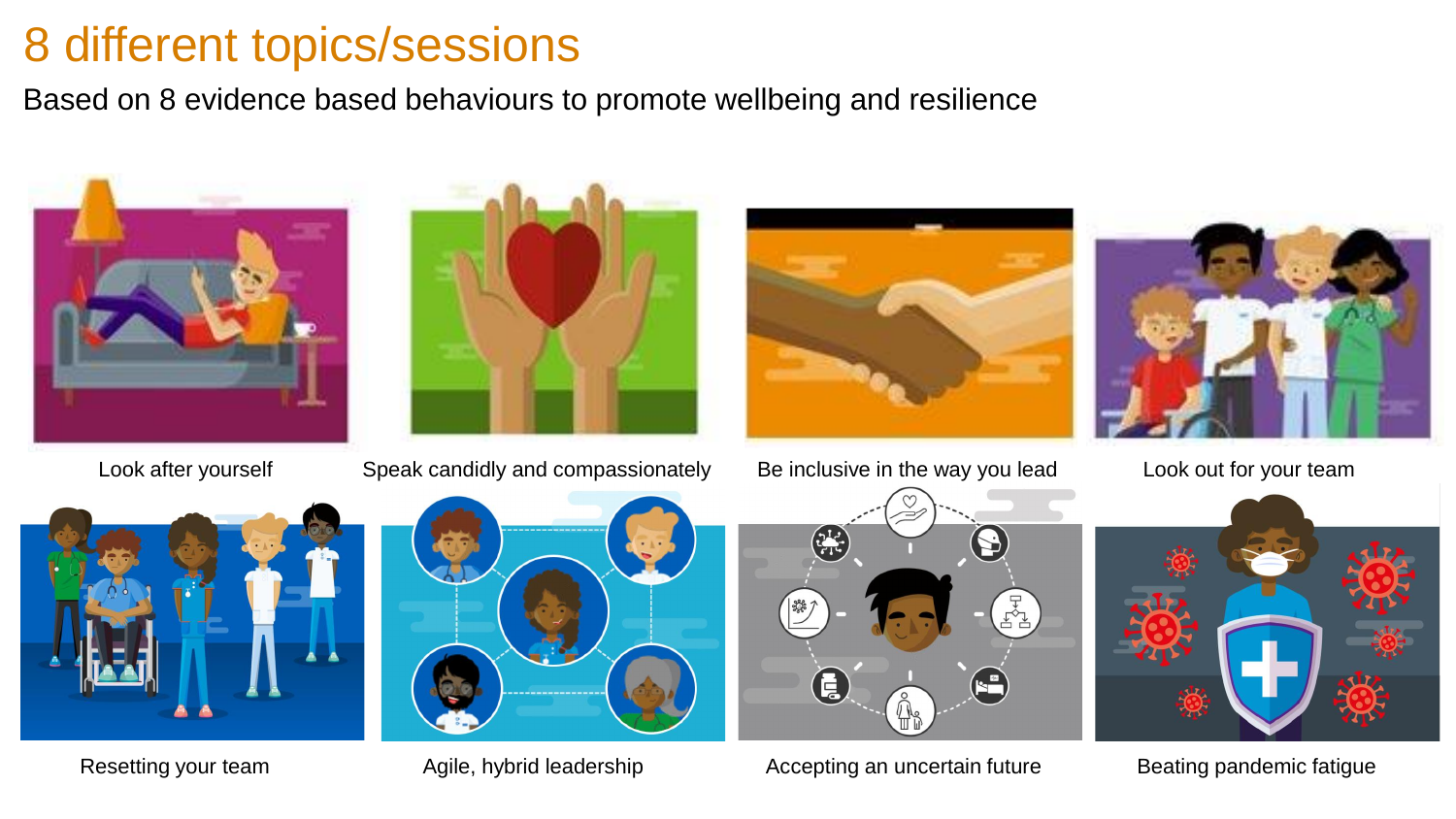# 8 different topics/sessions

Based on 8 evidence based behaviours to promote wellbeing and resilience

- Look after yourself
- Speak candidly and compassionately
- Be inclusive in the way you lead
- Look out for your team
- Resetting your team
- Agile, hybrid leadership
- Accepting an uncertain future
- Beating pandemic fatigue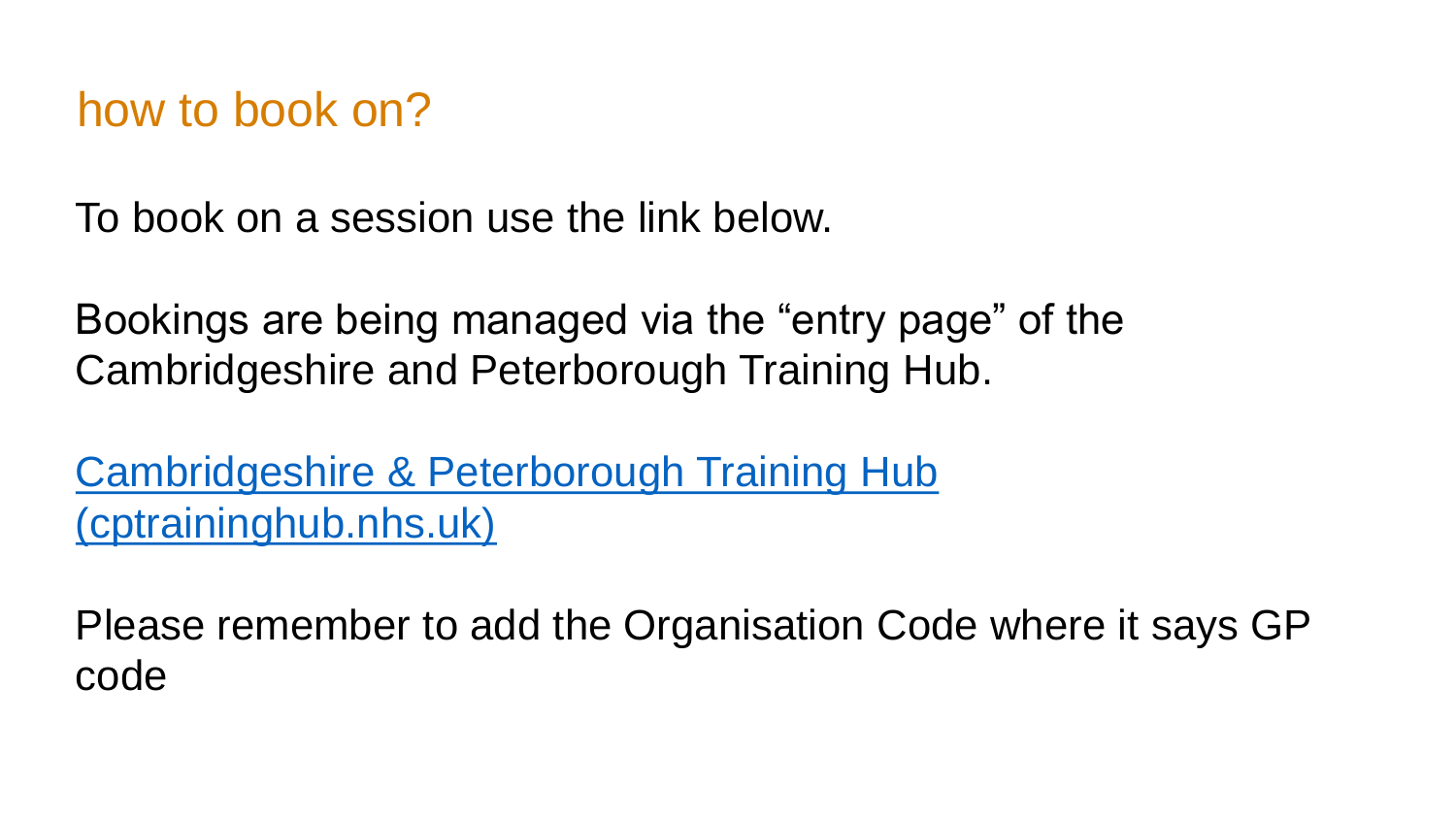## how to book on?

To book on a session use the link below.

Bookings are being managed via the “entry page” of the Cambridgeshire and Peterborough Training Hub.

Cambridgeshire & Peterborough Training Hub (cptraininghub.nhs.uk)

Please remember to add the Organisation Code where it says GP code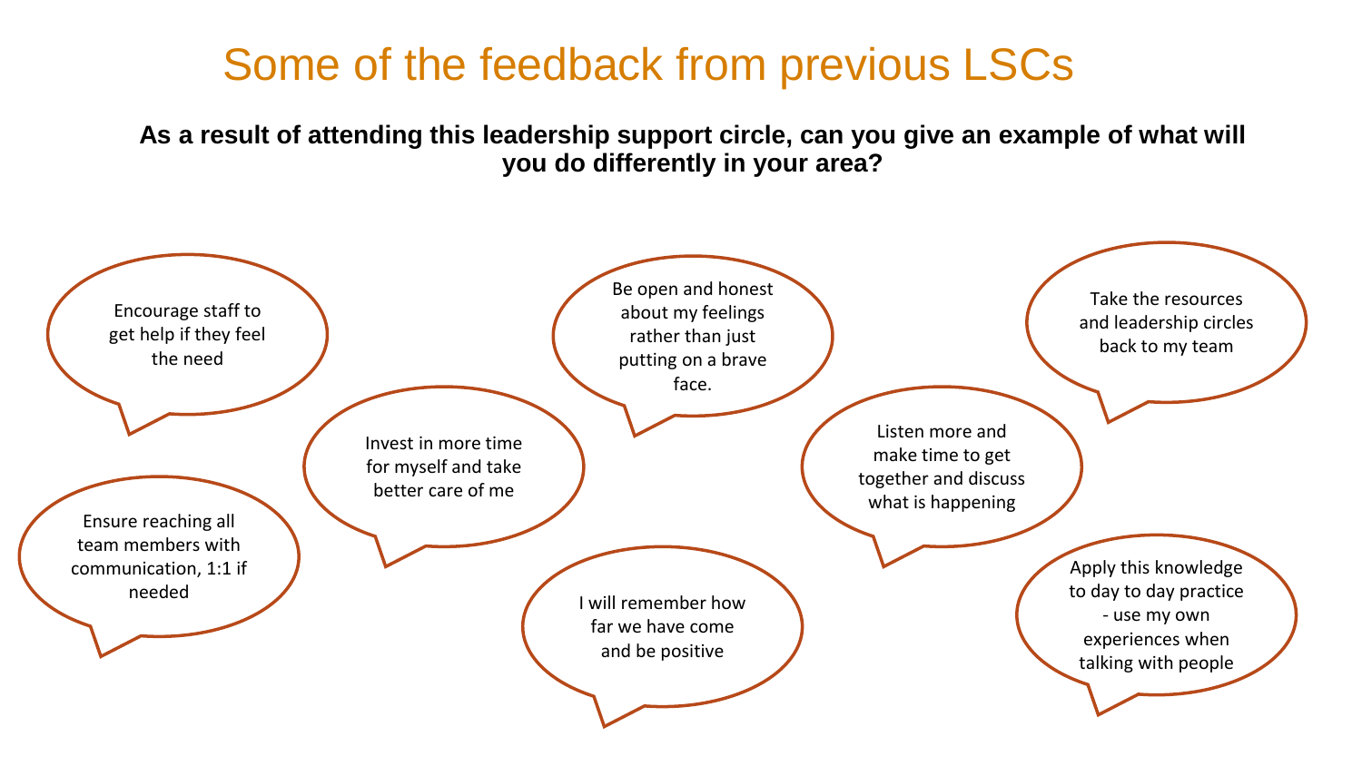# Some of the feedback from previous LSCs

**As a result of attending this leadership support circle, can you give an example of what will you do differently in your area?**

- Encourage staff to get help if they feel the need
- Ensure reaching all team members with communication, 1:1 if needed
- Invest in more time for myself and take better care of me
- Be open and honest about my feelings rather than just putting on a brave face.
- I will remember how far we have come and be positive
- Listen more and make time to get together and discuss what is happening
- Take the resources and leadership circles back to my team
- Apply this knowledge to day to day practice - use my own experiences when talking with people